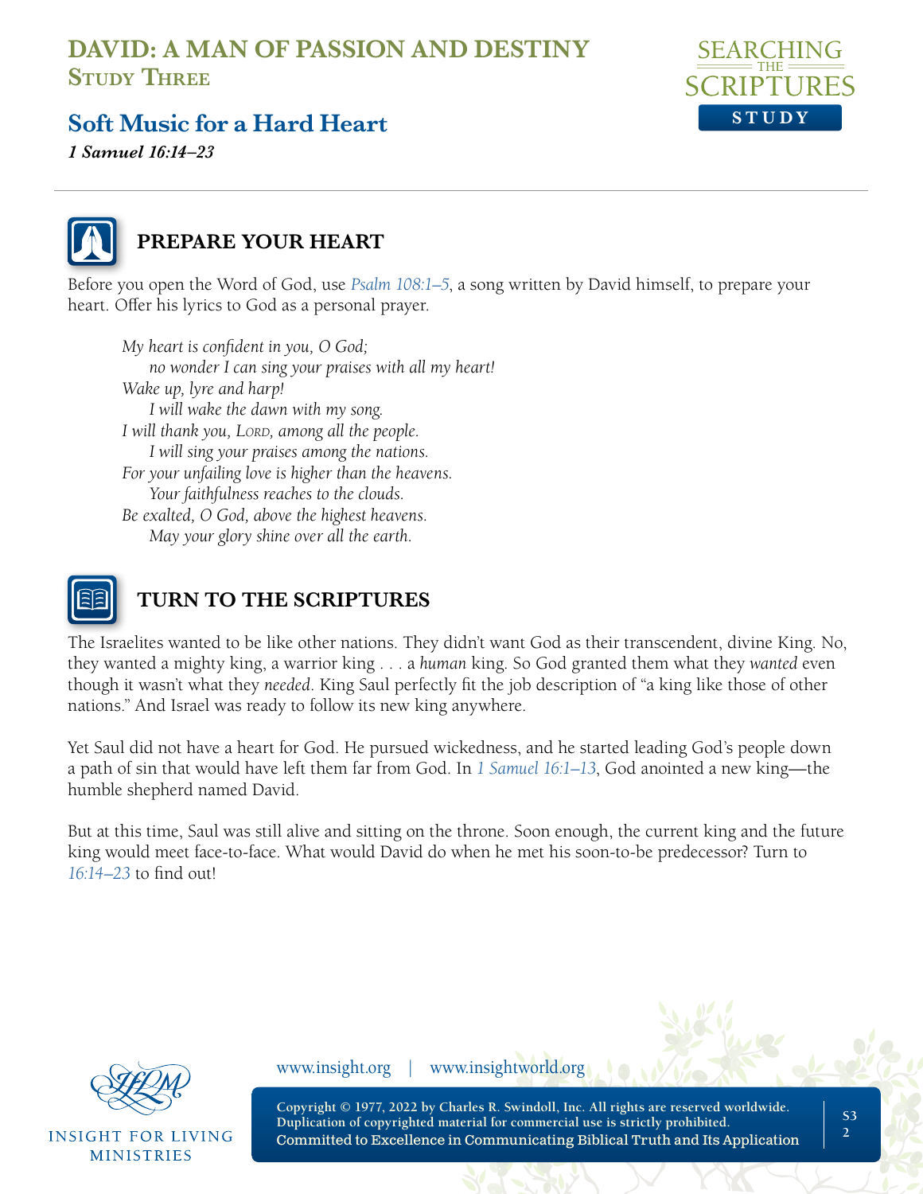# DAVID: A MAN OF PASSION AND DESTINY
## Study Three

## Soft Music for a Hard Heart

***1 Samuel 16:14–23***

### PREPARE YOUR HEART

Before you open the Word of God, use *Psalm 108:1–5*, a song written by David himself, to prepare your heart. Offer his lyrics to God as a personal prayer.

> *My heart is confident in you, O God;*
> *no wonder I can sing your praises with all my heart!*
> *Wake up, lyre and harp!*
> *I will wake the dawn with my song.*
> *I will thank you, Lord, among all the people.*
> *I will sing your praises among the nations.*
> *For your unfailing love is higher than the heavens.*
> *Your faithfulness reaches to the clouds.*
> *Be exalted, O God, above the highest heavens.*
> *May your glory shine over all the earth.*

### TURN TO THE SCRIPTURES

The Israelites wanted to be like other nations. They didn't want God as their transcendent, divine King. No, they wanted a mighty king, a warrior king . . . a *human* king. So God granted them what they *wanted* even though it wasn't what they *needed*. King Saul perfectly fit the job description of "a king like those of other nations." And Israel was ready to follow its new king anywhere.

Yet Saul did not have a heart for God. He pursued wickedness, and he started leading God's people down a path of sin that would have left them far from God. In *1 Samuel 16:1–13*, God anointed a new king—the humble shepherd named David.

But at this time, Saul was still alive and sitting on the throne. Soon enough, the current king and the future king would meet face-to-face. What would David do when he met his soon-to-be predecessor? Turn to *16:14–23* to find out!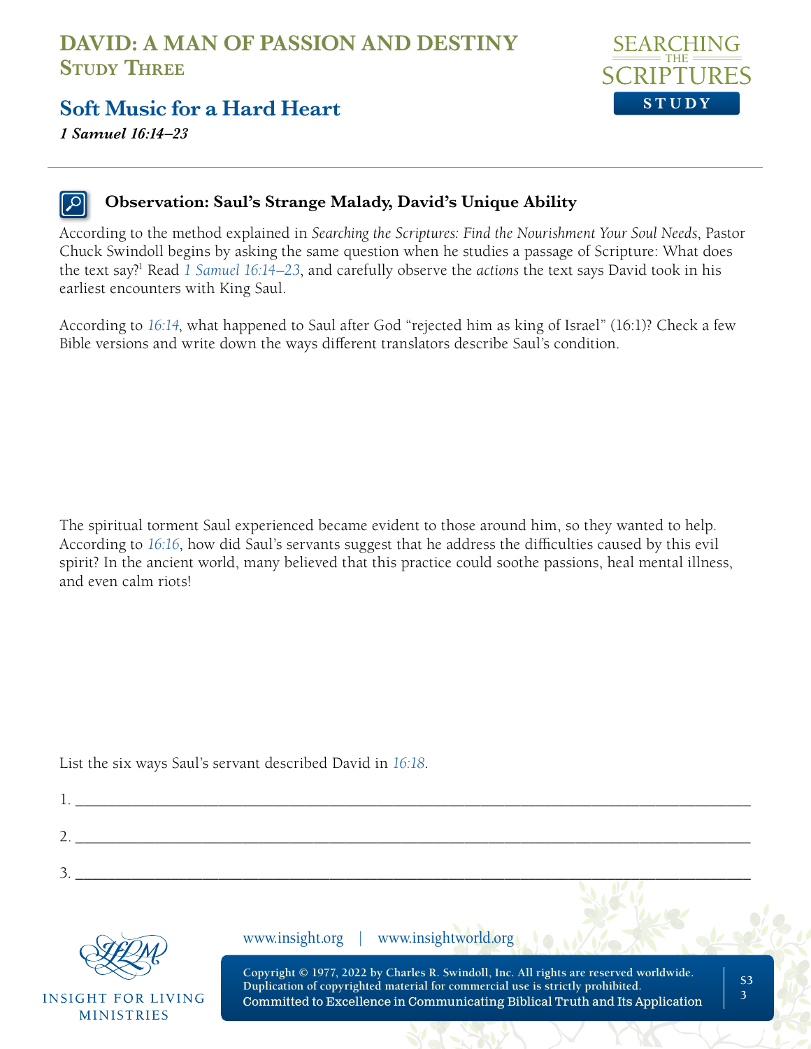# DAVID: A MAN OF PASSION AND DESTINY
## Study Three

## Soft Music for a Hard Heart
***1 Samuel 16:14–23***

---

### Observation: Saul's Strange Malady, David's Unique Ability

According to the method explained in *Searching the Scriptures: Find the Nourishment Your Soul Needs*, Pastor Chuck Swindoll begins by asking the same question when he studies a passage of Scripture: What does the text say?[1] Read *1 Samuel 16:14–23*, and carefully observe the *actions* the text says David took in his earliest encounters with King Saul.

According to *16:14*, what happened to Saul after God "rejected him as king of Israel" (16:1)? Check a few Bible versions and write down the ways different translators describe Saul's condition.

The spiritual torment Saul experienced became evident to those around him, so they wanted to help. According to *16:16*, how did Saul's servants suggest that he address the difficulties caused by this evil spirit? In the ancient world, many believed that this practice could soothe passions, heal mental illness, and even calm riots!

List the six ways Saul's servant described David in *16:18*.

1. ___

2. ___

3. ___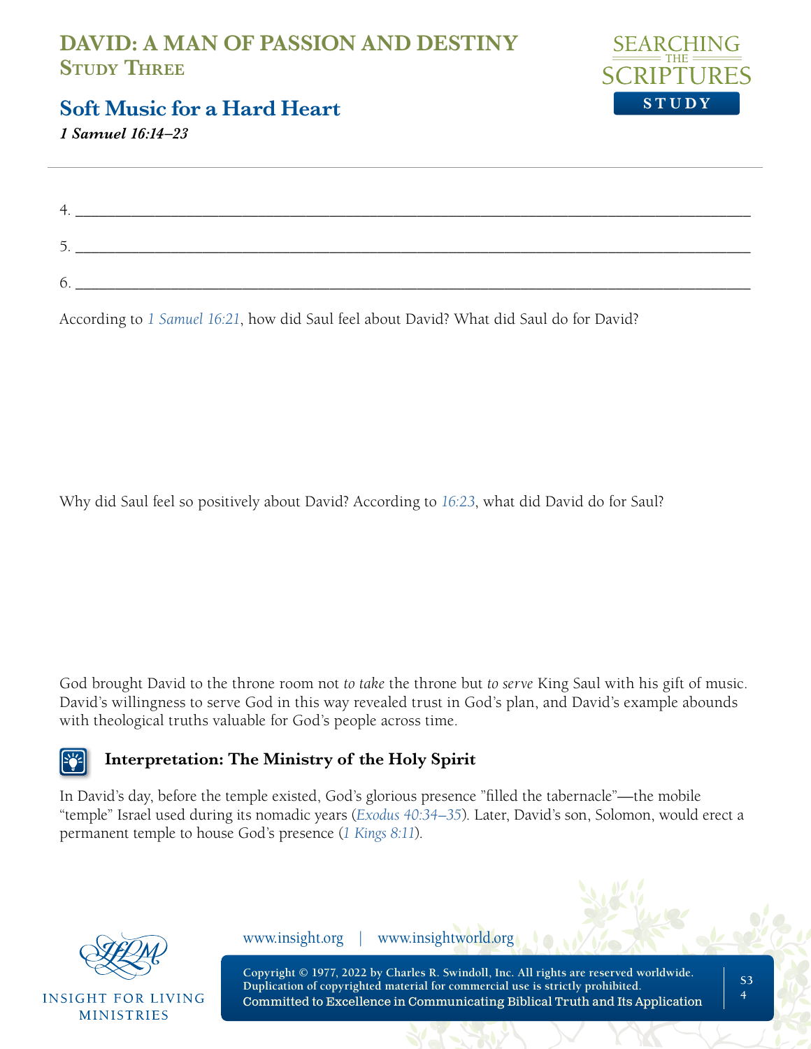4. ______________________________________________________________________________

5. ______________________________________________________________________________

6. ______________________________________________________________________________

According to *1 Samuel 16:21*, how did Saul feel about David? What did Saul do for David?

Why did Saul feel so positively about David? According to *16:23*, what did David do for Saul?

God brought David to the throne room not *to take* the throne but *to serve* King Saul with his gift of music. David's willingness to serve God in this way revealed trust in God's plan, and David's example abounds with theological truths valuable for God's people across time.

### Interpretation: The Ministry of the Holy Spirit

In David's day, before the temple existed, God's glorious presence "filled the tabernacle"—the mobile "temple" Israel used during its nomadic years (*Exodus 40:34–35*). Later, David's son, Solomon, would erect a permanent temple to house God's presence (*1 Kings 8:11*).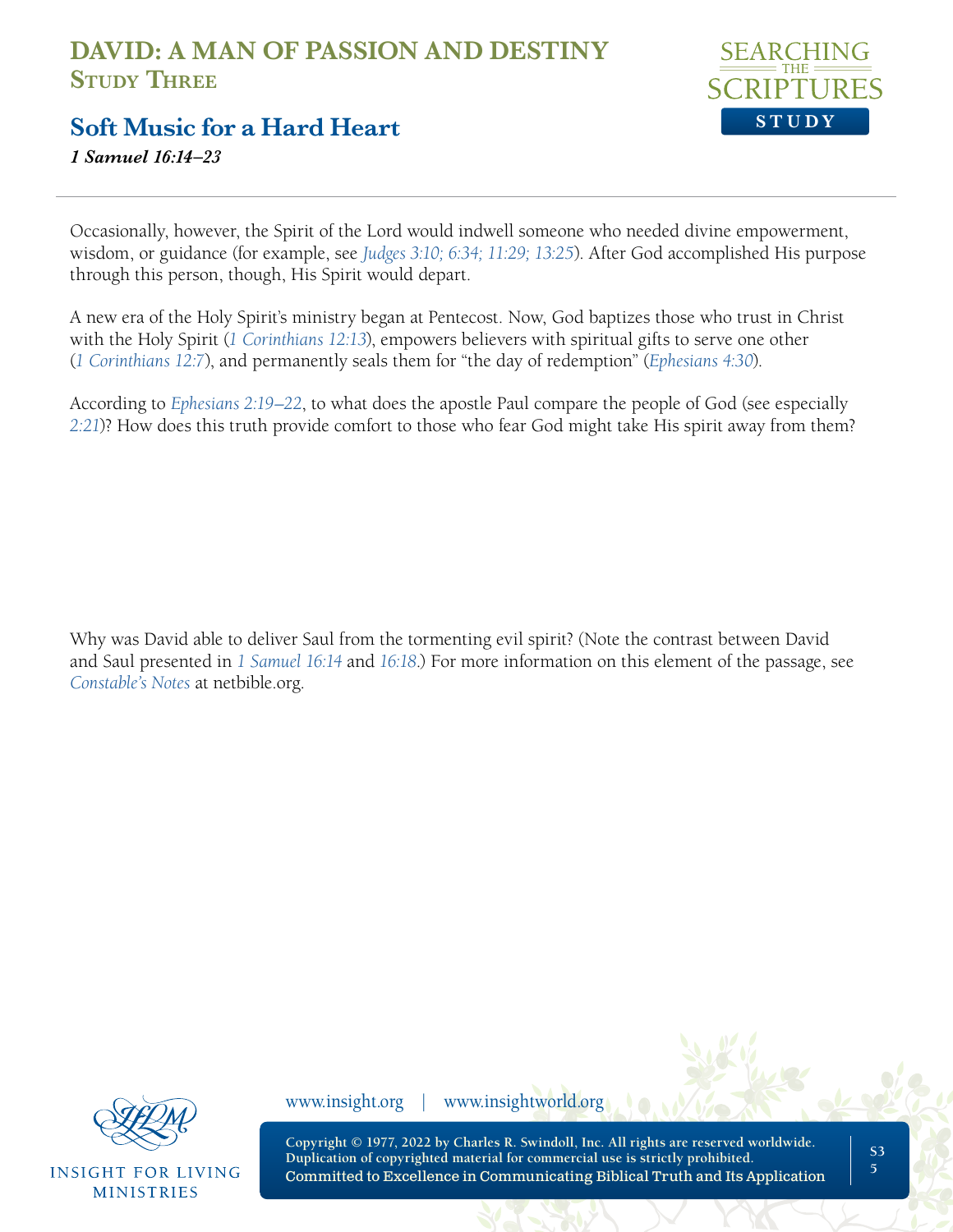Occasionally, however, the Spirit of the Lord would indwell someone who needed divine empowerment, wisdom, or guidance (for example, see *Judges 3:10; 6:34; 11:29; 13:25*). After God accomplished His purpose through this person, though, His Spirit would depart.

A new era of the Holy Spirit's ministry began at Pentecost. Now, God baptizes those who trust in Christ with the Holy Spirit (*1 Corinthians 12:13*), empowers believers with spiritual gifts to serve one other (*1 Corinthians 12:7*), and permanently seals them for "the day of redemption" (*Ephesians 4:30*).

According to *Ephesians 2:19–22*, to what does the apostle Paul compare the people of God (see especially *2:21*)? How does this truth provide comfort to those who fear God might take His spirit away from them?

Why was David able to deliver Saul from the tormenting evil spirit? (Note the contrast between David and Saul presented in *1 Samuel 16:14* and *16:18*.) For more information on this element of the passage, see *Constable's Notes* at netbible.org.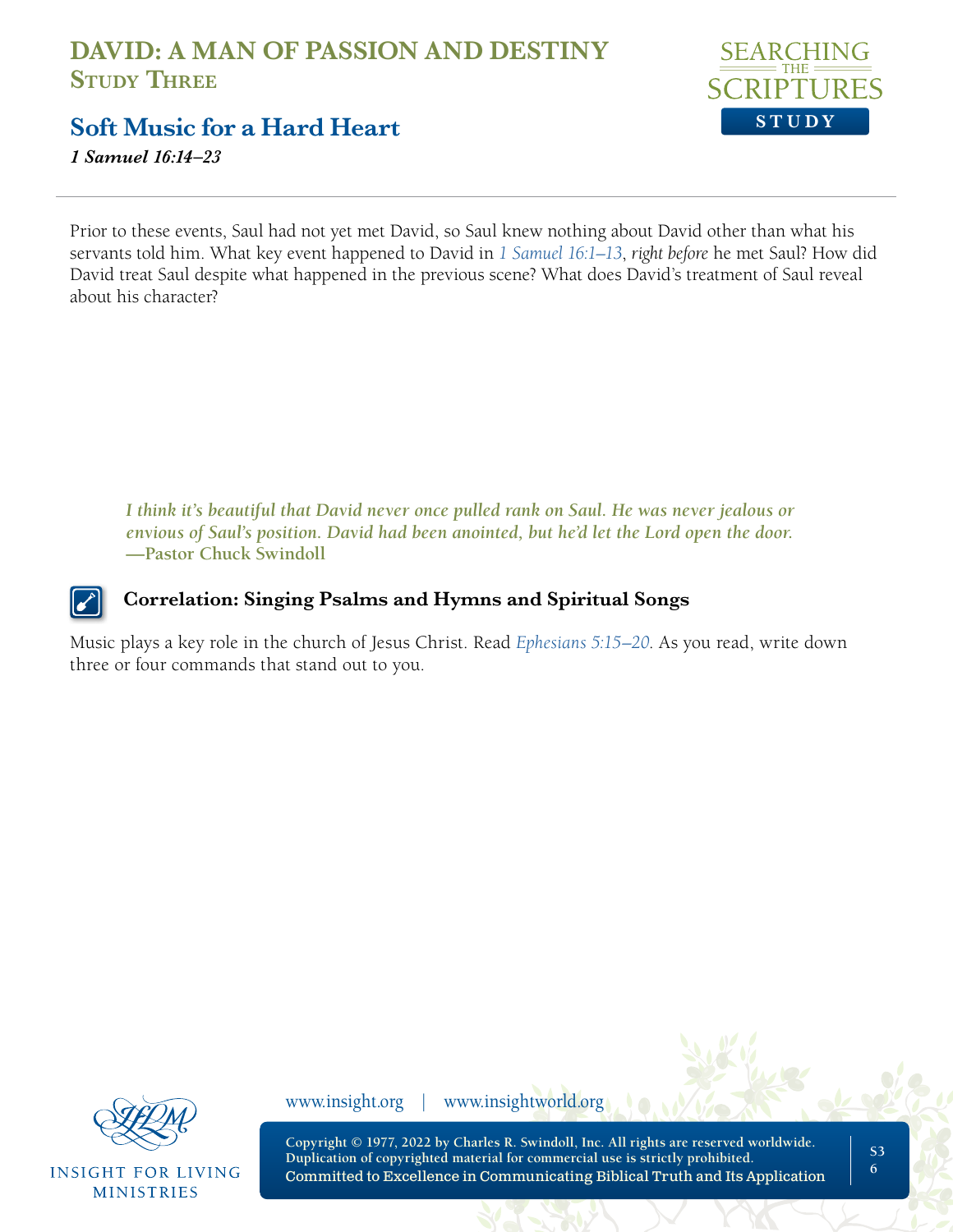Prior to these events, Saul had not yet met David, so Saul knew nothing about David other than what his servants told him. What key event happened to David in *1 Samuel 16:1–13*, *right before* he met Saul? How did David treat Saul despite what happened in the previous scene? What does David's treatment of Saul reveal about his character?

> ***I think it's beautiful that David never once pulled rank on Saul. He was never jealous or envious of Saul's position. David had been anointed, but he'd let the Lord open the door.***
> **—Pastor Chuck Swindoll**

### Correlation: Singing Psalms and Hymns and Spiritual Songs

Music plays a key role in the church of Jesus Christ. Read *Ephesians 5:15–20*. As you read, write down three or four commands that stand out to you.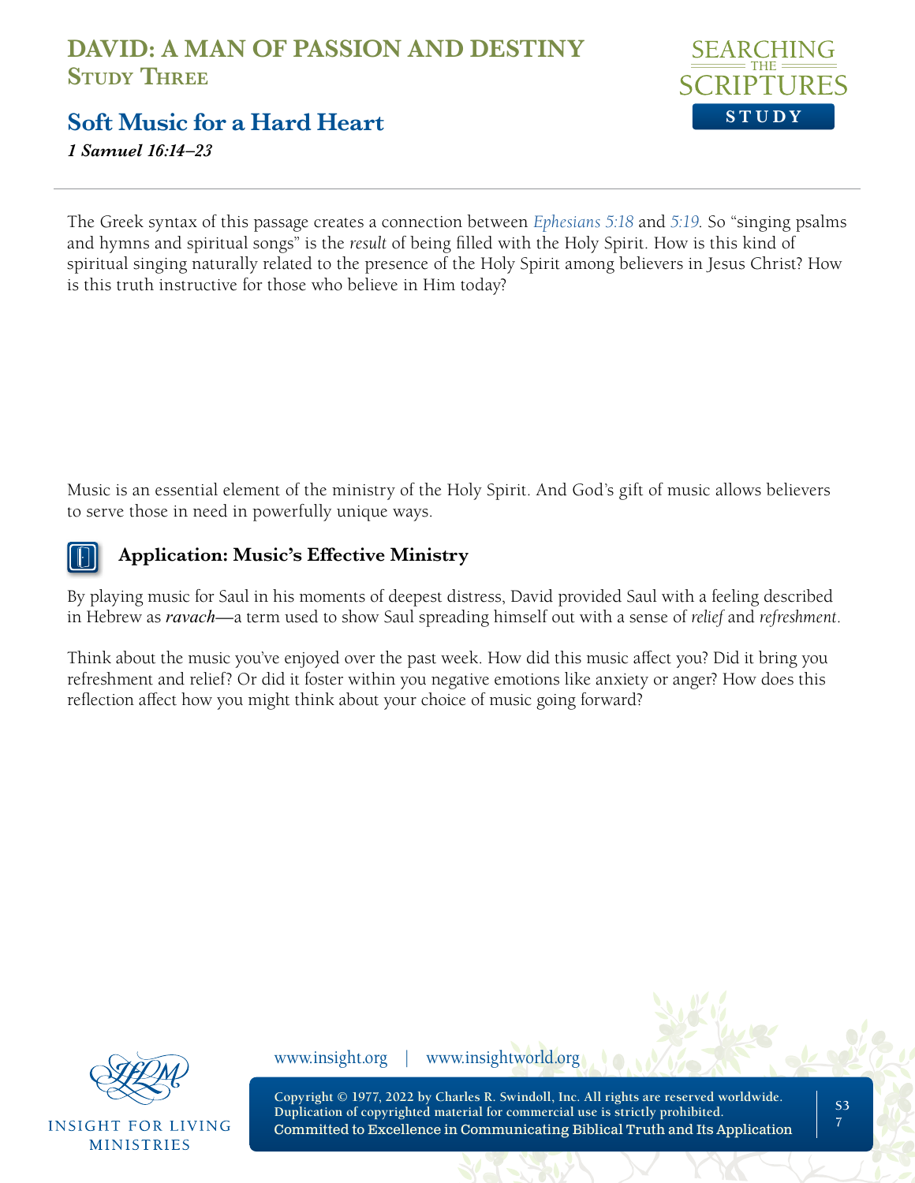The Greek syntax of this passage creates a connection between *Ephesians 5:18* and *5:19*. So "singing psalms and hymns and spiritual songs" is the *result* of being filled with the Holy Spirit. How is this kind of spiritual singing naturally related to the presence of the Holy Spirit among believers in Jesus Christ? How is this truth instructive for those who believe in Him today?

Music is an essential element of the ministry of the Holy Spirit. And God's gift of music allows believers to serve those in need in powerfully unique ways.

### Application: Music's Effective Ministry

By playing music for Saul in his moments of deepest distress, David provided Saul with a feeling described in Hebrew as ***ravach***—a term used to show Saul spreading himself out with a sense of *relief* and *refreshment*.

Think about the music you've enjoyed over the past week. How did this music affect you? Did it bring you refreshment and relief? Or did it foster within you negative emotions like anxiety or anger? How does this reflection affect how you might think about your choice of music going forward?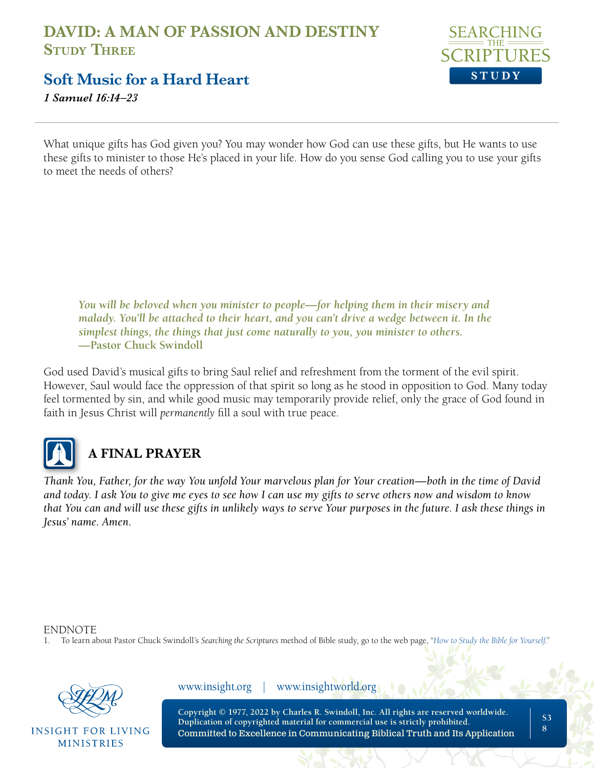# DAVID: A MAN OF PASSION AND DESTINY
## Study Three

## Soft Music for a Hard Heart
*1 Samuel 16:14–23*

What unique gifts has God given you? You may wonder how God can use these gifts, but He wants to use these gifts to minister to those He's placed in your life. How do you sense God calling you to use your gifts to meet the needs of others?

> ***You will be beloved when you minister to people—for helping them in their misery and malady. You'll be attached to their heart, and you can't drive a wedge between it. In the simplest things, the things that just come naturally to you, you minister to others.***
> **—Pastor Chuck Swindoll**

God used David's musical gifts to bring Saul relief and refreshment from the torment of the evil spirit. However, Saul would face the oppression of that spirit so long as he stood in opposition to God. Many today feel tormented by sin, and while good music may temporarily provide relief, only the grace of God found in faith in Jesus Christ will *permanently* fill a soul with true peace.

## A FINAL PRAYER

*Thank You, Father, for the way You unfold Your marvelous plan for Your creation—both in the time of David and today. I ask You to give me eyes to see how I can use my gifts to serve others now and wisdom to know that You can and will use these gifts in unlikely ways to serve Your purposes in the future. I ask these things in Jesus' name. Amen.*

ENDNOTE

1. To learn about Pastor Chuck Swindoll's *Searching the Scriptures* method of Bible study, go to the web page, "*How to Study the Bible for Yourself*."

INSIGHT FOR LIVING MINISTRIES

www.insight.org | www.insightworld.org

Copyright © 1977, 2022 by Charles R. Swindoll, Inc. All rights are reserved worldwide. Duplication of copyrighted material for commercial use is strictly prohibited.
Committed to Excellence in Communicating Biblical Truth and Its Application